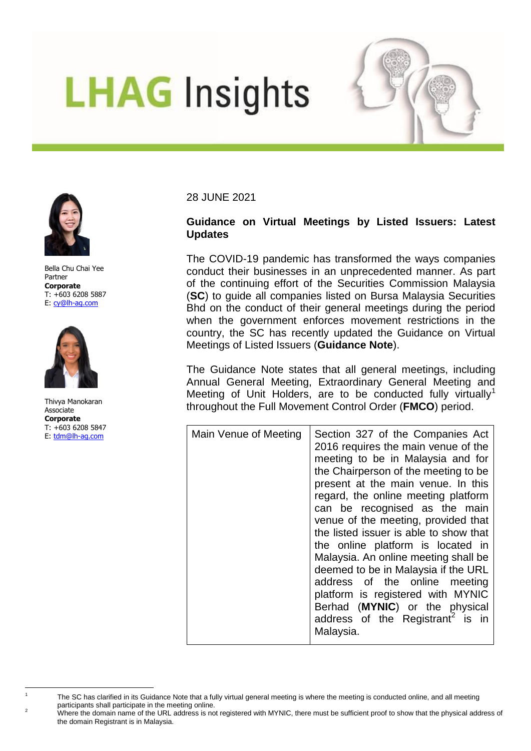# LHAG Insights

Bella Chu Chai Yee
Partner
**Corporate**
T: +603 6208 5887
E: cy@lh-ag.com

Thivya Manokaran
Associate
**Corporate**
T: +603 6208 5847
E: tdm@lh-ag.com

28 JUNE 2021

## Guidance on Virtual Meetings by Listed Issuers: Latest Updates

The COVID-19 pandemic has transformed the ways companies conduct their businesses in an unprecedented manner. As part of the continuing effort of the Securities Commission Malaysia (**SC**) to guide all companies listed on Bursa Malaysia Securities Bhd on the conduct of their general meetings during the period when the government enforces movement restrictions in the country, the SC has recently updated the Guidance on Virtual Meetings of Listed Issuers (**Guidance Note**).

The Guidance Note states that all general meetings, including Annual General Meeting, Extraordinary General Meeting and Meeting of Unit Holders, are to be conducted fully virtually[1] throughout the Full Movement Control Order (**FMCO**) period.

| | |
|---|---|
| Main Venue of Meeting | Section 327 of the Companies Act 2016 requires the main venue of the meeting to be in Malaysia and for the Chairperson of the meeting to be present at the main venue. In this regard, the online meeting platform can be recognised as the main venue of the meeting, provided that the listed issuer is able to show that the online platform is located in Malaysia. An online meeting shall be deemed to be in Malaysia if the URL address of the online meeting platform is registered with MYNIC Berhad (**MYNIC**) or the physical address of the Registrant[2] is in Malaysia. |

[1] The SC has clarified in its Guidance Note that a fully virtual general meeting is where the meeting is conducted online, and all meeting participants shall participate in the meeting online.

[2] Where the domain name of the URL address is not registered with MYNIC, there must be sufficient proof to show that the physical address of the domain Registrant is in Malaysia.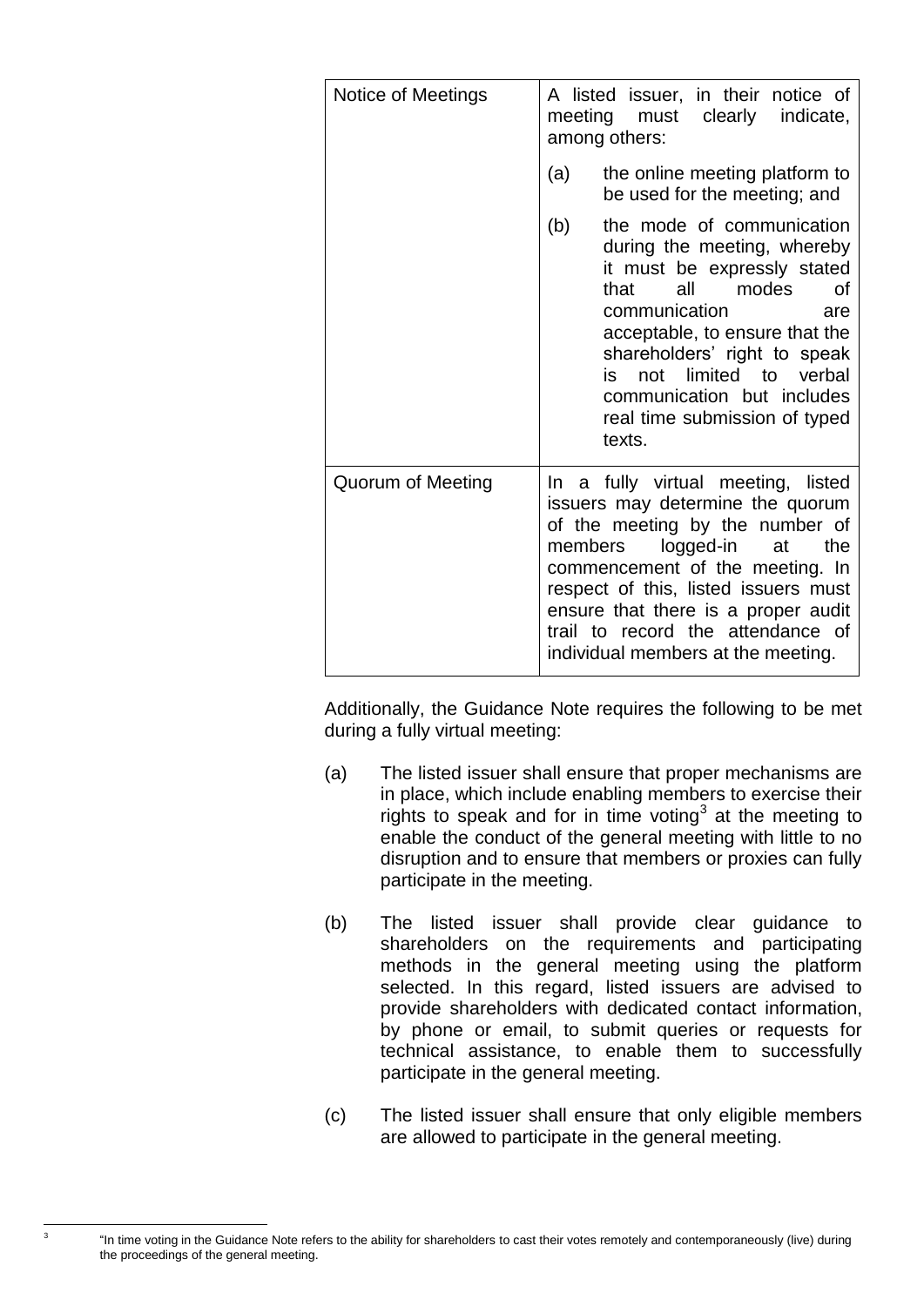| Notice of Meetings | A listed issuer, in their notice of meeting must clearly indicate, among others:<br><br>(a) the online meeting platform to be used for the meeting; and<br><br>(b) the mode of communication during the meeting, whereby it must be expressly stated that all modes of communication are acceptable, to ensure that the shareholders' right to speak is not limited to verbal communication but includes real time submission of typed texts. |
|---|---|
| Quorum of Meeting | In a fully virtual meeting, listed issuers may determine the quorum of the meeting by the number of members logged-in at the commencement of the meeting. In respect of this, listed issuers must ensure that there is a proper audit trail to record the attendance of individual members at the meeting. |

Additionally, the Guidance Note requires the following to be met during a fully virtual meeting:

(a) The listed issuer shall ensure that proper mechanisms are in place, which include enabling members to exercise their rights to speak and for in time voting[3] at the meeting to enable the conduct of the general meeting with little to no disruption and to ensure that members or proxies can fully participate in the meeting.

(b) The listed issuer shall provide clear guidance to shareholders on the requirements and participating methods in the general meeting using the platform selected. In this regard, listed issuers are advised to provide shareholders with dedicated contact information, by phone or email, to submit queries or requests for technical assistance, to enable them to successfully participate in the general meeting.

(c) The listed issuer shall ensure that only eligible members are allowed to participate in the general meeting.

---

[3] "In time voting in the Guidance Note refers to the ability for shareholders to cast their votes remotely and contemporaneously (live) during the proceedings of the general meeting.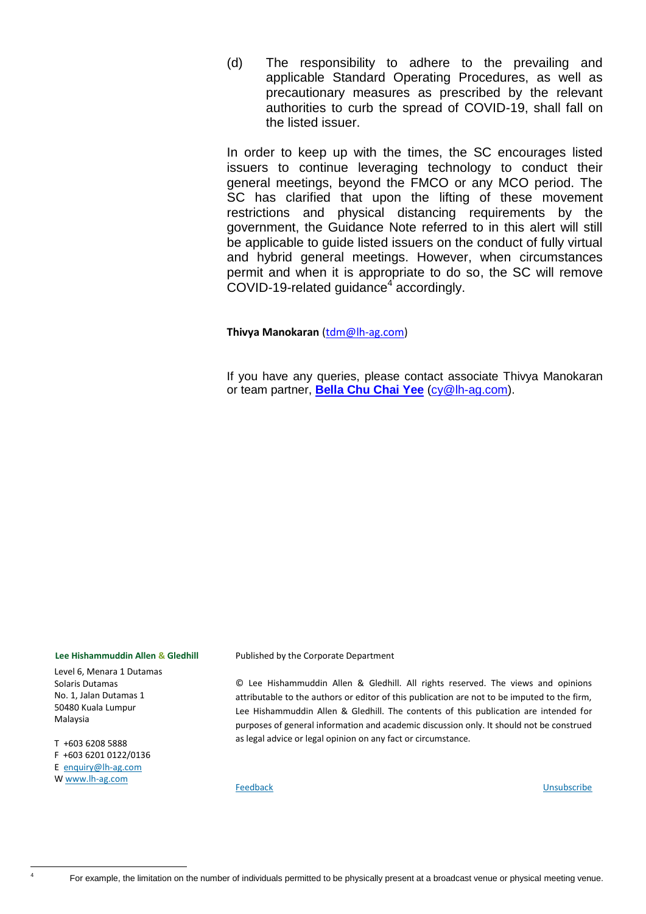(d) The responsibility to adhere to the prevailing and applicable Standard Operating Procedures, as well as precautionary measures as prescribed by the relevant authorities to curb the spread of COVID-19, shall fall on the listed issuer.

In order to keep up with the times, the SC encourages listed issuers to continue leveraging technology to conduct their general meetings, beyond the FMCO or any MCO period. The SC has clarified that upon the lifting of these movement restrictions and physical distancing requirements by the government, the Guidance Note referred to in this alert will still be applicable to guide listed issuers on the conduct of fully virtual and hybrid general meetings. However, when circumstances permit and when it is appropriate to do so, the SC will remove COVID-19-related guidance[4] accordingly.

**Thivya Manokaran** (tdm@lh-ag.com)

If you have any queries, please contact associate Thivya Manokaran or team partner, **Bella Chu Chai Yee** (cy@lh-ag.com).

**Lee Hishammuddin Allen & Gledhill**

Level 6, Menara 1 Dutamas
Solaris Dutamas
No. 1, Jalan Dutamas 1
50480 Kuala Lumpur
Malaysia

T +603 6208 5888
F +603 6201 0122/0136
E enquiry@lh-ag.com
W www.lh-ag.com

Published by the Corporate Department

© Lee Hishammuddin Allen & Gledhill. All rights reserved. The views and opinions attributable to the authors or editor of this publication are not to be imputed to the firm, Lee Hishammuddin Allen & Gledhill. The contents of this publication are intended for purposes of general information and academic discussion only. It should not be construed as legal advice or legal opinion on any fact or circumstance.

Feedback

Unsubscribe

---

[4] For example, the limitation on the number of individuals permitted to be physically present at a broadcast venue or physical meeting venue.